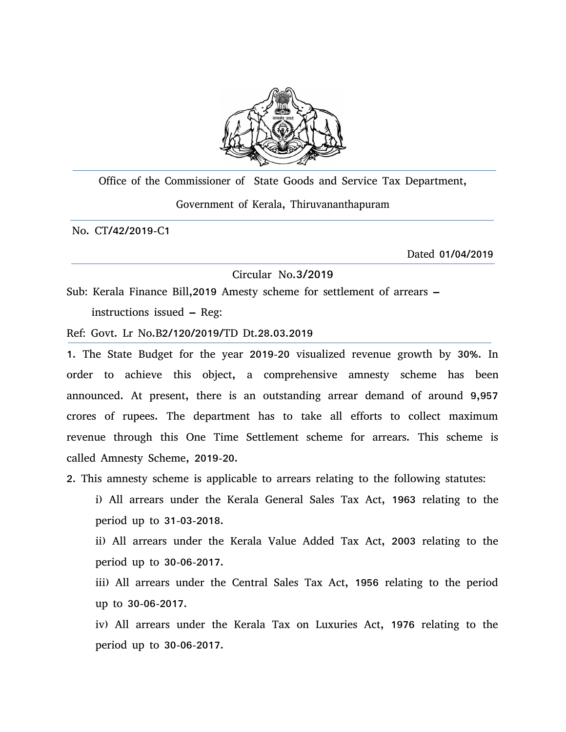Office of the Commissioner of State Goods and Service Tax Department,

Government of Kerala, Thiruvananthapuram

No. CT/42/2019-C1

Dated 01/04/2019

Circular No.3/2019

Sub: Kerala Finance Bill,2019 Amesty scheme for settlement of arrears – instructions issued – Reg:

Ref: Govt. Lr No.B2/120/2019/TD Dt.28.03.2019

1. The State Budget for the year 2019-20 visualized revenue growth by 30%. In order to achieve this object, a comprehensive amnesty scheme has been announced. At present, there is an outstanding arrear demand of around 9,957 crores of rupees. The department has to take all efforts to collect maximum revenue through this One Time Settlement scheme for arrears. This scheme is called Amnesty Scheme, 2019-20.

2. This amnesty scheme is applicable to arrears relating to the following statutes:

   i) All arrears under the Kerala General Sales Tax Act, 1963 relating to the period up to 31-03-2018.

   ii) All arrears under the Kerala Value Added Tax Act, 2003 relating to the period up to 30-06-2017.

   iii) All arrears under the Central Sales Tax Act, 1956 relating to the period up to 30-06-2017.

   iv) All arrears under the Kerala Tax on Luxuries Act, 1976 relating to the period up to 30-06-2017.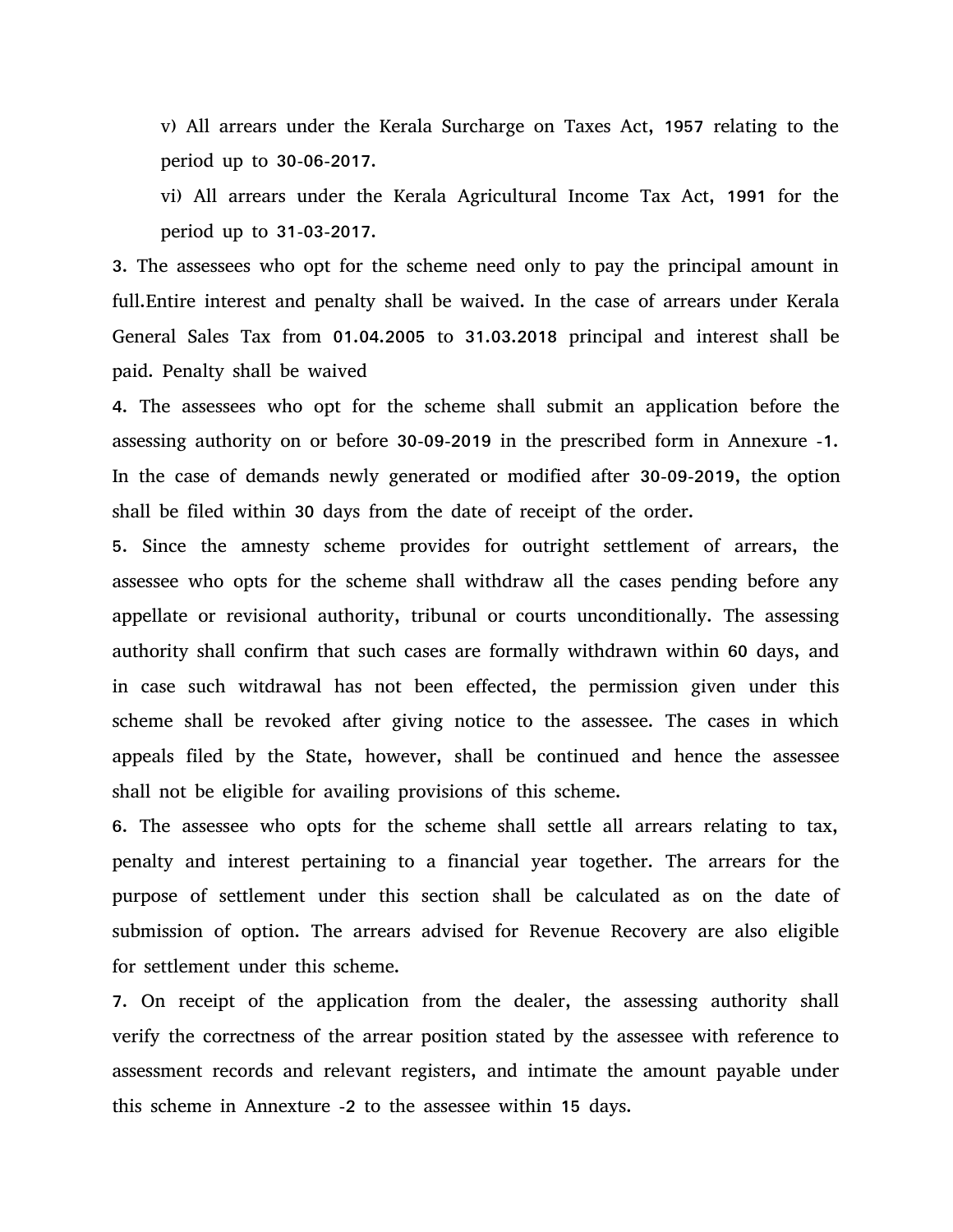v) All arrears under the Kerala Surcharge on Taxes Act, 1957 relating to the period up to 30-06-2017.

vi) All arrears under the Kerala Agricultural Income Tax Act, 1991 for the period up to 31-03-2017.

3. The assessees who opt for the scheme need only to pay the principal amount in full.Entire interest and penalty shall be waived. In the case of arrears under Kerala General Sales Tax from 01.04.2005 to 31.03.2018 principal and interest shall be paid. Penalty shall be waived

4. The assessees who opt for the scheme shall submit an application before the assessing authority on or before 30-09-2019 in the prescribed form in Annexure -1. In the case of demands newly generated or modified after 30-09-2019, the option shall be filed within 30 days from the date of receipt of the order.

5. Since the amnesty scheme provides for outright settlement of arrears, the assessee who opts for the scheme shall withdraw all the cases pending before any appellate or revisional authority, tribunal or courts unconditionally. The assessing authority shall confirm that such cases are formally withdrawn within 60 days, and in case such witdrawal has not been effected, the permission given under this scheme shall be revoked after giving notice to the assessee. The cases in which appeals filed by the State, however, shall be continued and hence the assessee shall not be eligible for availing provisions of this scheme.

6. The assessee who opts for the scheme shall settle all arrears relating to tax, penalty and interest pertaining to a financial year together. The arrears for the purpose of settlement under this section shall be calculated as on the date of submission of option. The arrears advised for Revenue Recovery are also eligible for settlement under this scheme.

7. On receipt of the application from the dealer, the assessing authority shall verify the correctness of the arrear position stated by the assessee with reference to assessment records and relevant registers, and intimate the amount payable under this scheme in Annexure -2 to the assessee within 15 days.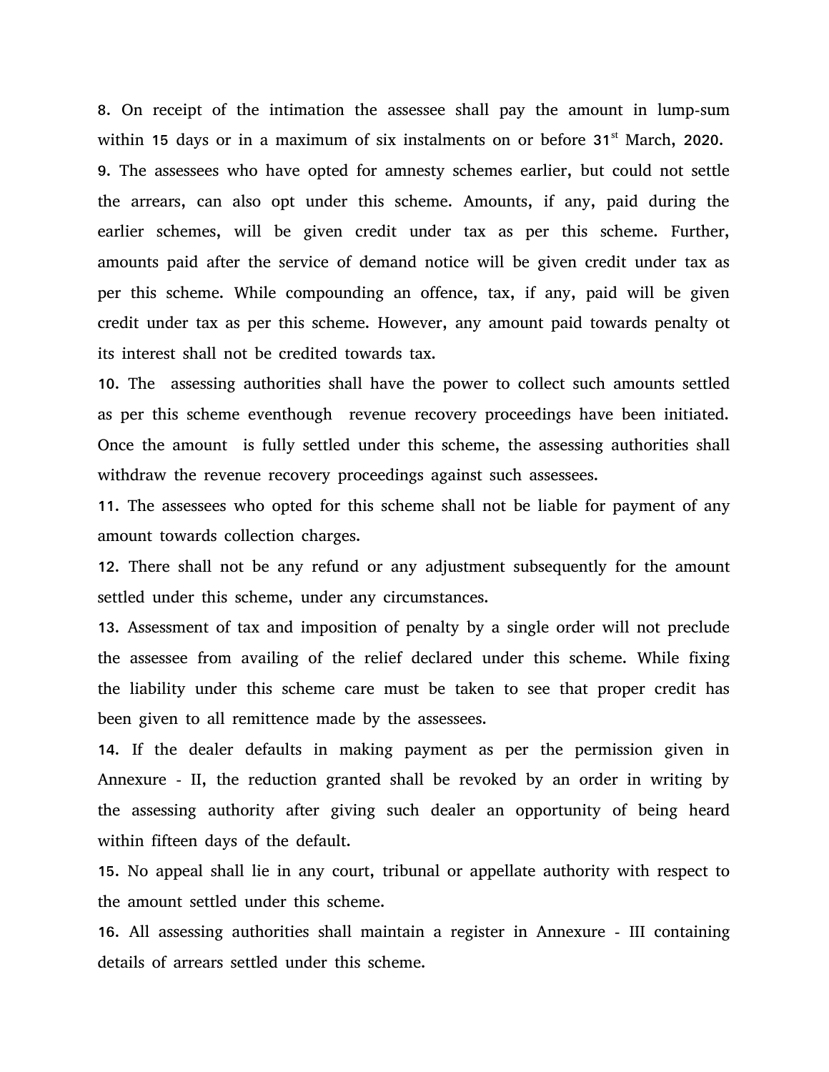8. On receipt of the intimation the assessee shall pay the amount in lump-sum within 15 days or in a maximum of six instalments on or before 31st March, 2020.

9. The assessees who have opted for amnesty schemes earlier, but could not settle the arrears, can also opt under this scheme. Amounts, if any, paid during the earlier schemes, will be given credit under tax as per this scheme. Further, amounts paid after the service of demand notice will be given credit under tax as per this scheme. While compounding an offence, tax, if any, paid will be given credit under tax as per this scheme. However, any amount paid towards penalty ot its interest shall not be credited towards tax.

10. The assessing authorities shall have the power to collect such amounts settled as per this scheme eventhough revenue recovery proceedings have been initiated. Once the amount is fully settled under this scheme, the assessing authorities shall withdraw the revenue recovery proceedings against such assessees.

11. The assessees who opted for this scheme shall not be liable for payment of any amount towards collection charges.

12. There shall not be any refund or any adjustment subsequently for the amount settled under this scheme, under any circumstances.

13. Assessment of tax and imposition of penalty by a single order will not preclude the assessee from availing of the relief declared under this scheme. While fixing the liability under this scheme care must be taken to see that proper credit has been given to all remittence made by the assessees.

14. If the dealer defaults in making payment as per the permission given in Annexure - II, the reduction granted shall be revoked by an order in writing by the assessing authority after giving such dealer an opportunity of being heard within fifteen days of the default.

15. No appeal shall lie in any court, tribunal or appellate authority with respect to the amount settled under this scheme.

16. All assessing authorities shall maintain a register in Annexure - III containing details of arrears settled under this scheme.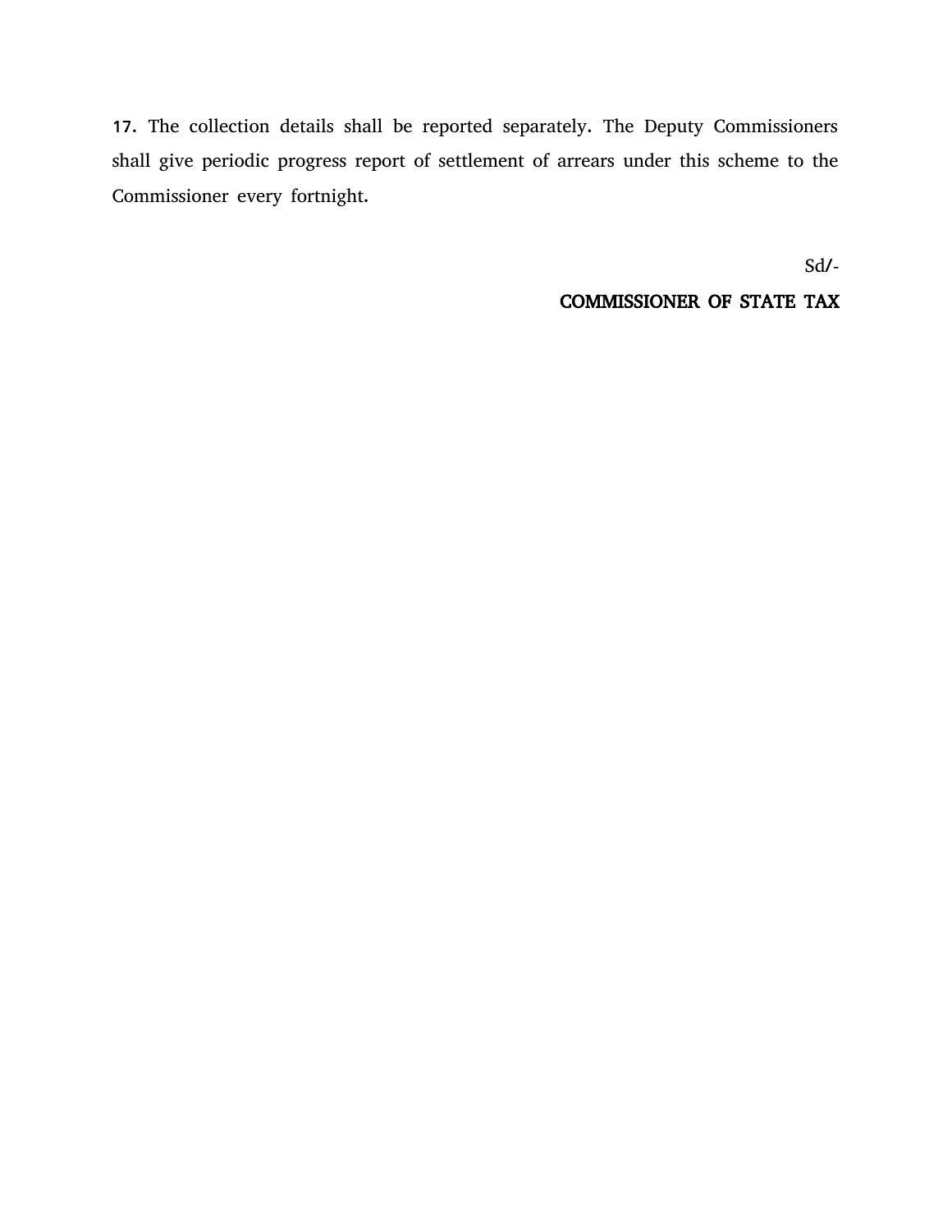**17.** The collection details shall be reported separately. The Deputy Commissioners shall give periodic progress report of settlement of arrears under this scheme to the Commissioner every fortnight.

Sd/-

**COMMISSIONER OF STATE TAX**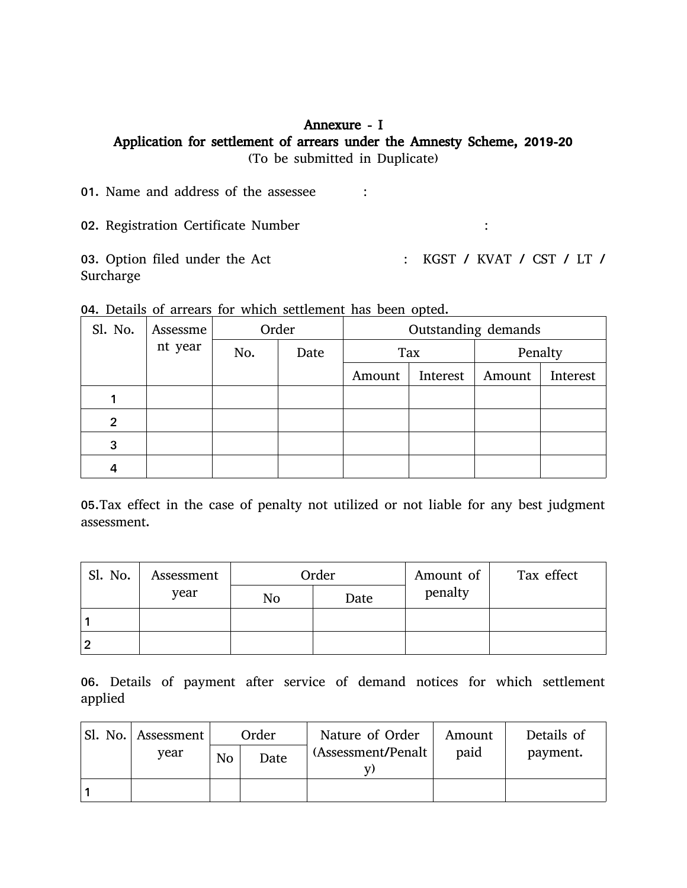# Annexure - I

## Application for settlement of arrears under the Amnesty Scheme, 2019-20

(To be submitted in Duplicate)

01. Name and address of the assessee :

02. Registration Certificate Number :

03. Option filed under the Act : KGST / KVAT / CST / LT / Surcharge

04. Details of arrears for which settlement has been opted.

| Sl. No. | Assessment year | Order | | Outstanding demands | | | |
|---|---|---|---|---|---|---|---|
| | | No. | Date | Tax | | Penalty | |
| | | | | Amount | Interest | Amount | Interest |
| 1 | | | | | | | |
| 2 | | | | | | | |
| 3 | | | | | | | |
| 4 | | | | | | | |

05. Tax effect in the case of penalty not utilized or not liable for any best judgment assessment.

| Sl. No. | Assessment year | Order | | Amount of penalty | Tax effect |
|---|---|---|---|---|---|
| | | No | Date | | |
| 1 | | | | | |
| 2 | | | | | |

06. Details of payment after service of demand notices for which settlement applied

| Sl. No. | Assessment year | Order | | Nature of Order (Assessment/Penalty) | Amount paid | Details of payment. |
|---|---|---|---|---|---|---|
| | | No | Date | | | |
| 1 | | | | | | |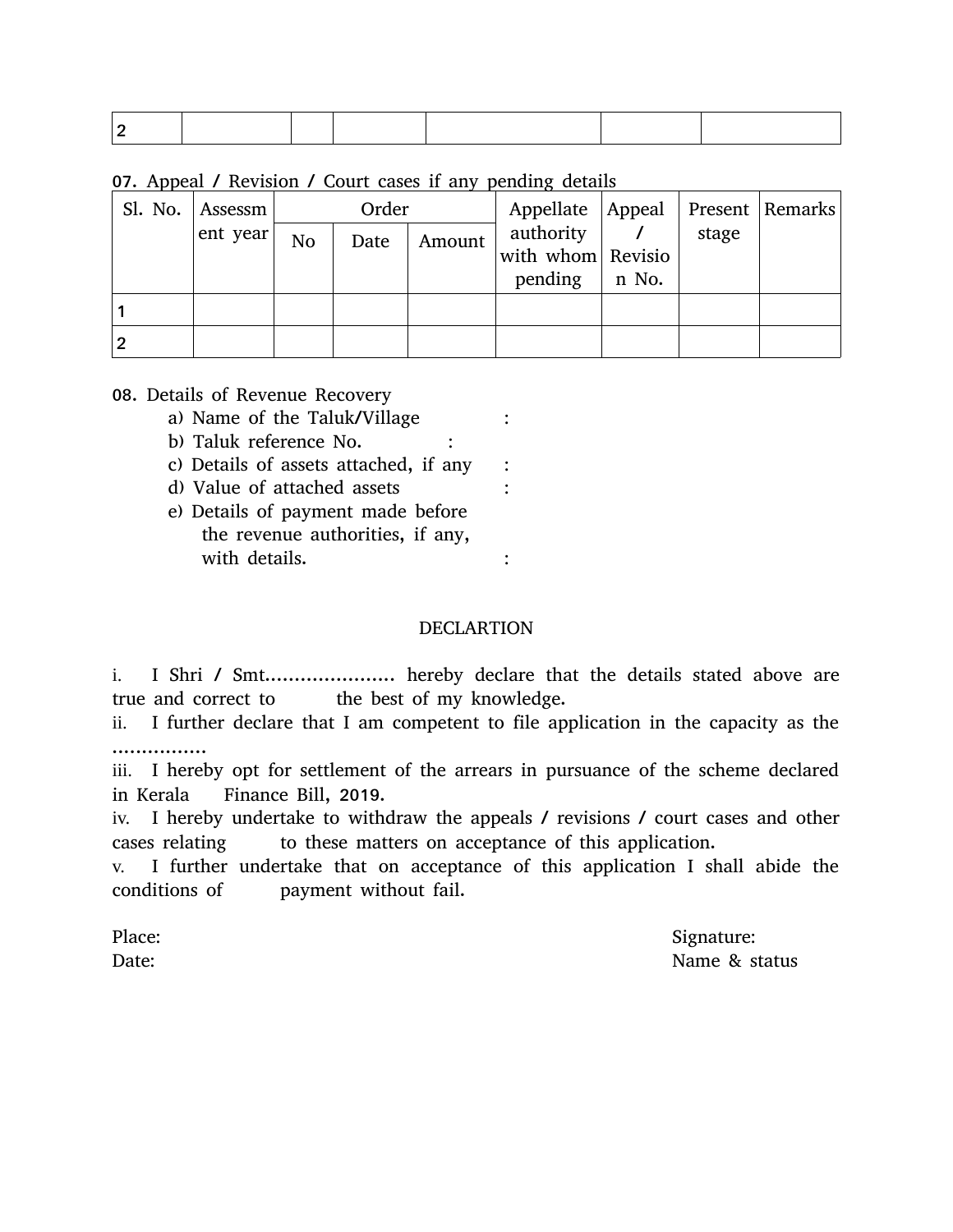| 2 | | | | | | |
|---|---|---|---|---|---|---|

07. Appeal / Revision / Court cases if any pending details

| Sl. No. | Assessment year | Order | | | Appellate authority with whom pending | Appeal / Revision No. | Present stage | Remarks |
|---|---|---|---|---|---|---|---|---|
| | | No | Date | Amount | | | | |
| 1 | | | | | | | | |
| 2 | | | | | | | | |

08. Details of Revenue Recovery

a) Name of the Taluk/Village :

b) Taluk reference No. :

c) Details of assets attached, if any :

d) Value of attached assets :

e) Details of payment made before the revenue authorities, if any, with details. :

DECLARTION

i. I Shri / Smt.………………… hereby declare that the details stated above are true and correct to the best of my knowledge.

ii. I further declare that I am competent to file application in the capacity as the …………….

iii. I hereby opt for settlement of the arrears in pursuance of the scheme declared in Kerala Finance Bill, 2019.

iv. I hereby undertake to withdraw the appeals / revisions / court cases and other cases relating to these matters on acceptance of this application.

v. I further undertake that on acceptance of this application I shall abide the conditions of payment without fail.

Place: Signature:

Date: Name & status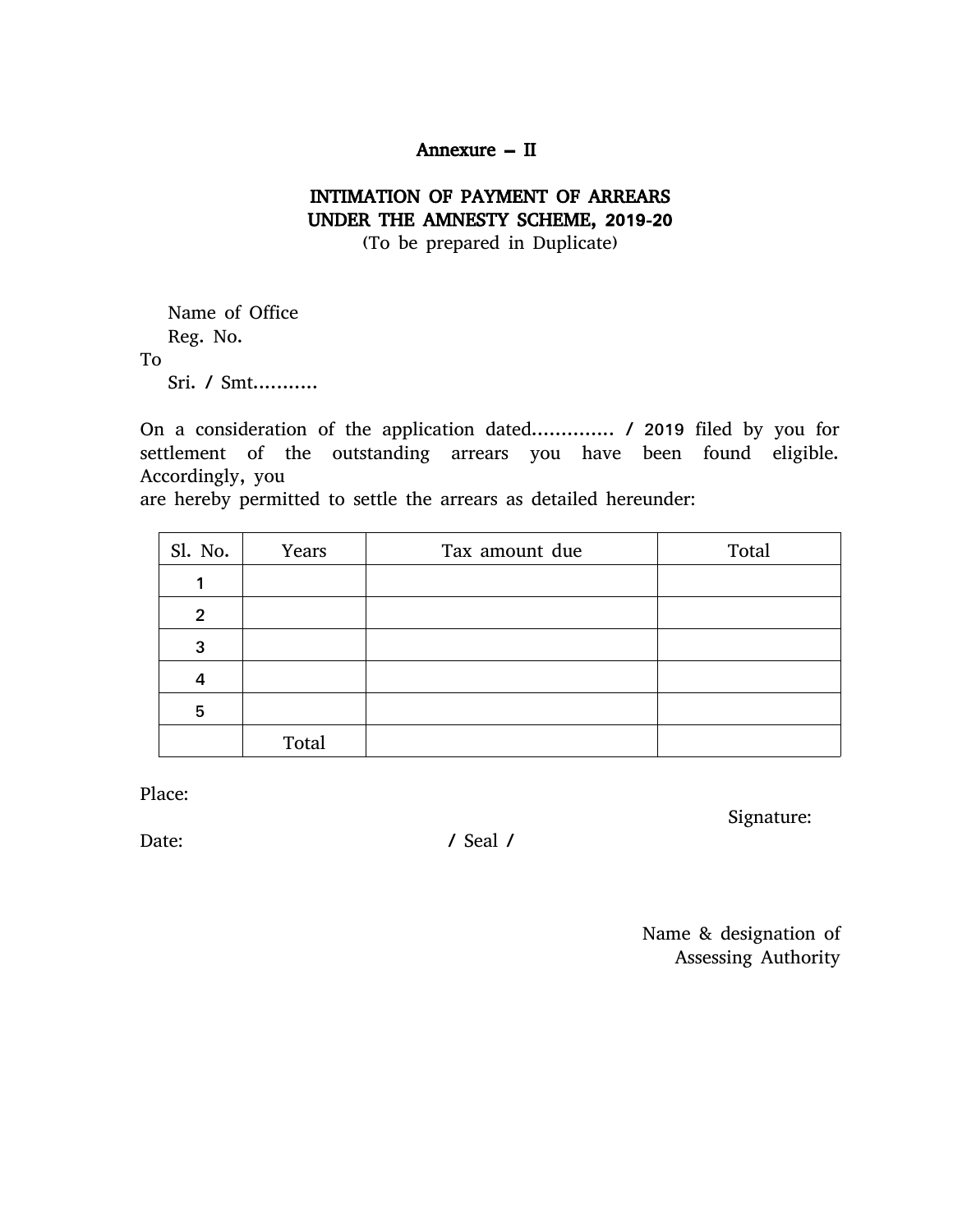**Annexure – II**

**INTIMATION OF PAYMENT OF ARREARS UNDER THE AMNESTY SCHEME, 2019-20**

(To be prepared in Duplicate)

Name of Office

Reg. No.

To

Sri. / Smt..........

On a consideration of the application dated............. / 2019 filed by you for settlement of the outstanding arrears you have been found eligible. Accordingly, you are hereby permitted to settle the arrears as detailed hereunder:

| Sl. No. | Years | Tax amount due | Total |
|---|---|---|---|
| 1 | | | |
| 2 | | | |
| 3 | | | |
| 4 | | | |
| 5 | | | |
| | Total | | |

Place:

Signature:

Date: / Seal /

Name & designation of Assessing Authority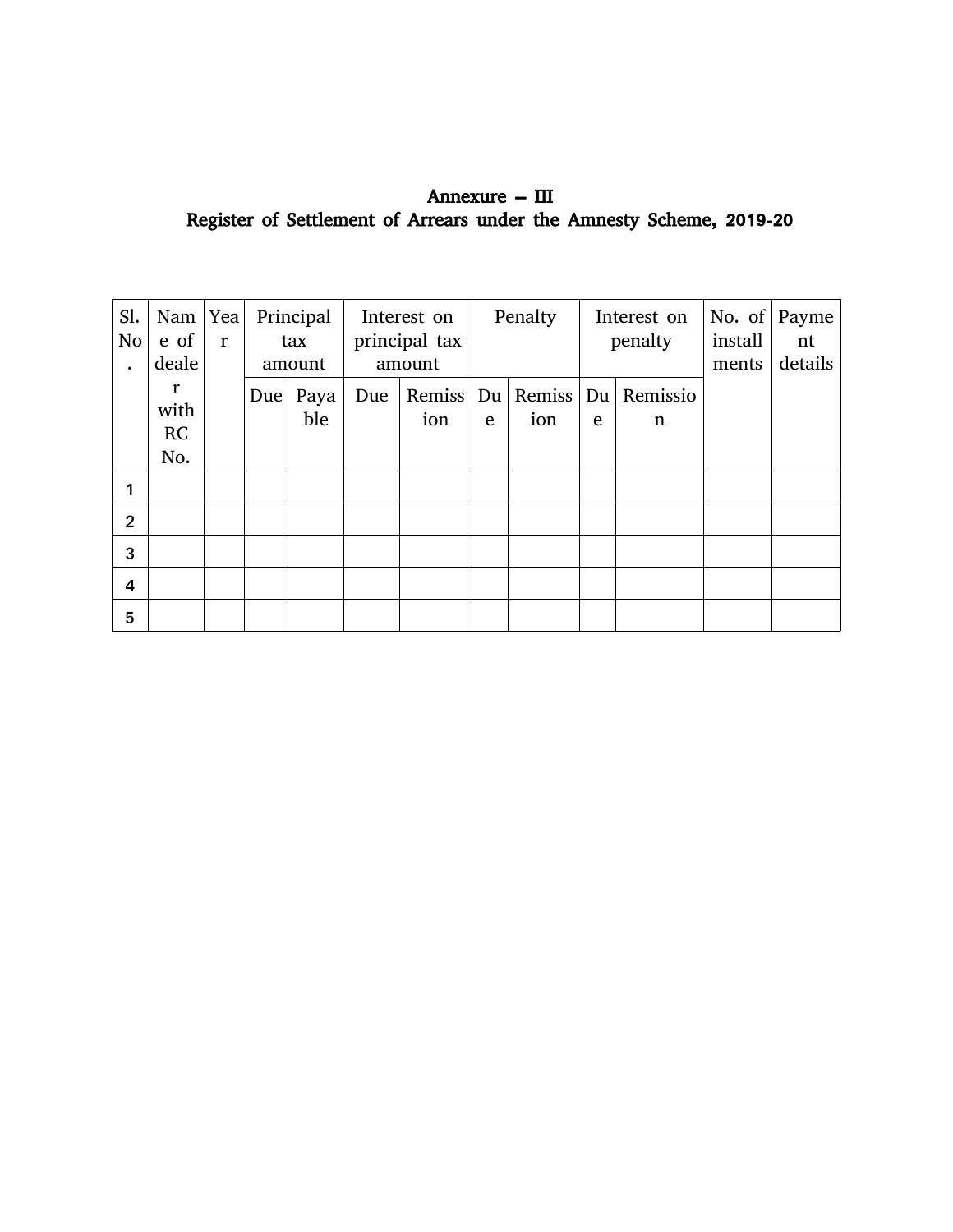## Annexure – III
## Register of Settlement of Arrears under the Amnesty Scheme, 2019-20

| Sl. No. | Name of dealer with RC No. | Year | Principal tax amount | | Interest on principal tax amount | | Penalty | | Interest on penalty | | No. of installments | Payment details |
|---|---|---|---|---|---|---|---|---|---|---|---|---|
| | | | Due | Payable | Due | Remission | Due | Remission | Due | Remission | | |
| 1 | | | | | | | | | | | | |
| 2 | | | | | | | | | | | | |
| 3 | | | | | | | | | | | | |
| 4 | | | | | | | | | | | | |
| 5 | | | | | | | | | | | | |